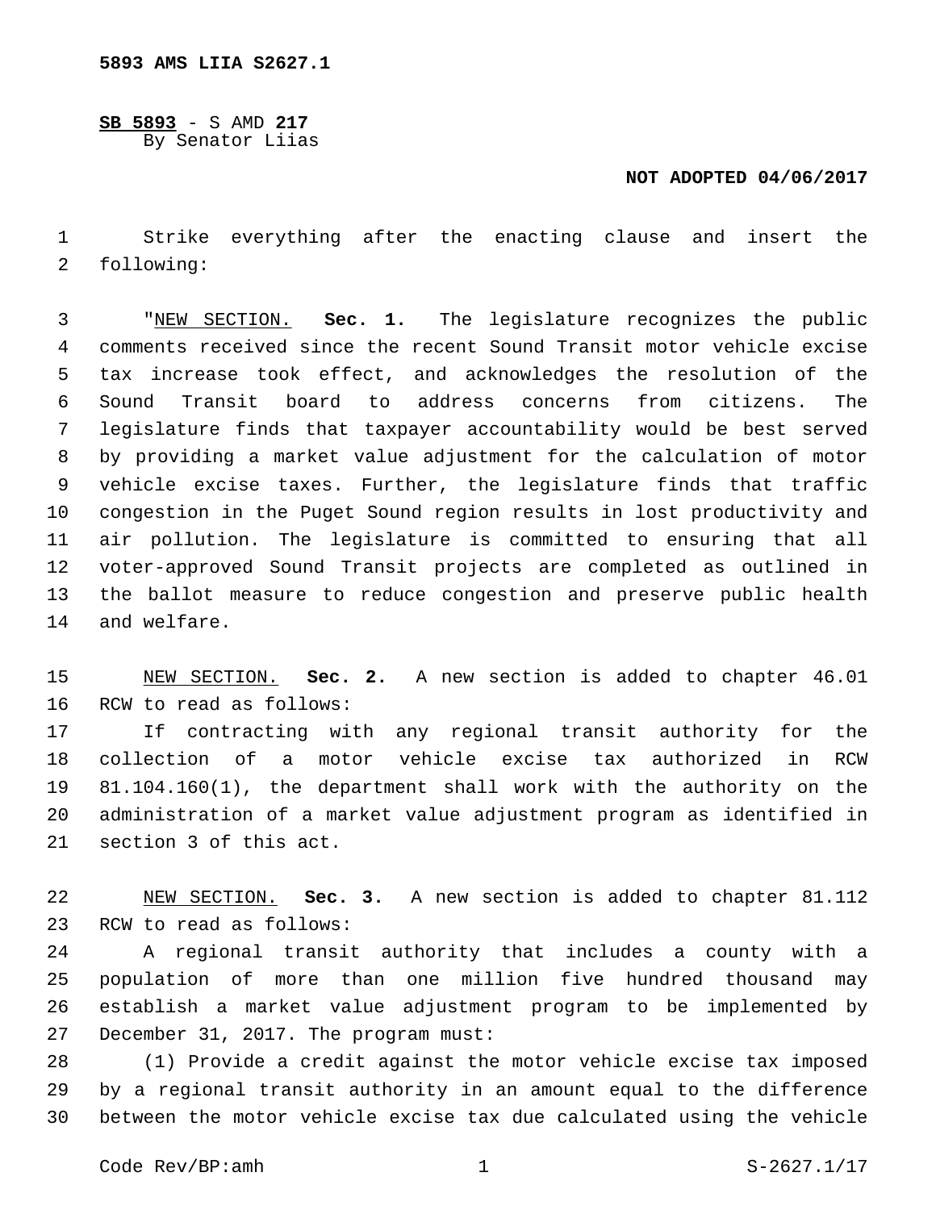5893 AMS LIIA S2627.1

**SB 5893** - S AMD **217**
By Senator Liias

**NOT ADOPTED 04/06/2017**

Strike everything after the enacting clause and insert the following:

"NEW SECTION. **Sec. 1.** The legislature recognizes the public comments received since the recent Sound Transit motor vehicle excise tax increase took effect, and acknowledges the resolution of the Sound Transit board to address concerns from citizens. The legislature finds that taxpayer accountability would be best served by providing a market value adjustment for the calculation of motor vehicle excise taxes. Further, the legislature finds that traffic congestion in the Puget Sound region results in lost productivity and air pollution. The legislature is committed to ensuring that all voter-approved Sound Transit projects are completed as outlined in the ballot measure to reduce congestion and preserve public health and welfare.

NEW SECTION. **Sec. 2.** A new section is added to chapter 46.01 RCW to read as follows:

If contracting with any regional transit authority for the collection of a motor vehicle excise tax authorized in RCW 81.104.160(1), the department shall work with the authority on the administration of a market value adjustment program as identified in section 3 of this act.

NEW SECTION. **Sec. 3.** A new section is added to chapter 81.112 RCW to read as follows:

A regional transit authority that includes a county with a population of more than one million five hundred thousand may establish a market value adjustment program to be implemented by December 31, 2017. The program must:

(1) Provide a credit against the motor vehicle excise tax imposed by a regional transit authority in an amount equal to the difference between the motor vehicle excise tax due calculated using the vehicle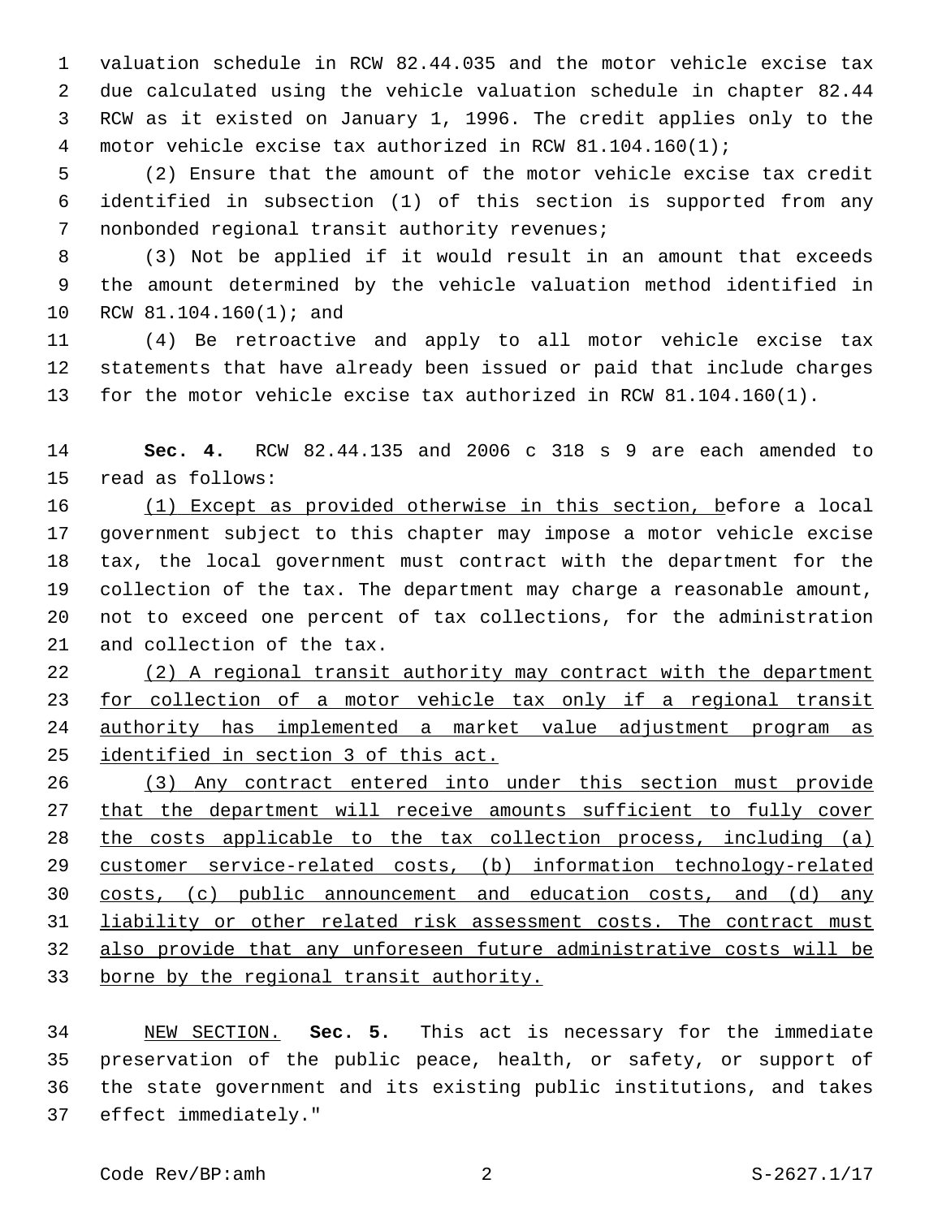valuation schedule in RCW 82.44.035 and the motor vehicle excise tax due calculated using the vehicle valuation schedule in chapter 82.44 RCW as it existed on January 1, 1996. The credit applies only to the motor vehicle excise tax authorized in RCW 81.104.160(1);

(2) Ensure that the amount of the motor vehicle excise tax credit identified in subsection (1) of this section is supported from any nonbonded regional transit authority revenues;

(3) Not be applied if it would result in an amount that exceeds the amount determined by the vehicle valuation method identified in RCW 81.104.160(1); and

(4) Be retroactive and apply to all motor vehicle excise tax statements that have already been issued or paid that include charges for the motor vehicle excise tax authorized in RCW 81.104.160(1).

**Sec. 4.** RCW 82.44.135 and 2006 c 318 s 9 are each amended to read as follows:

<u>(1) Except as provided otherwise in this section, b</u>efore a local government subject to this chapter may impose a motor vehicle excise tax, the local government must contract with the department for the collection of the tax. The department may charge a reasonable amount, not to exceed one percent of tax collections, for the administration and collection of the tax.

<u>(2) A regional transit authority may contract with the department for collection of a motor vehicle tax only if a regional transit authority has implemented a market value adjustment program as identified in section 3 of this act.</u>

<u>(3) Any contract entered into under this section must provide that the department will receive amounts sufficient to fully cover the costs applicable to the tax collection process, including (a) customer service-related costs, (b) information technology-related costs, (c) public announcement and education costs, and (d) any liability or other related risk assessment costs. The contract must also provide that any unforeseen future administrative costs will be borne by the regional transit authority.</u>

<u>NEW SECTION.</u> **Sec. 5.** This act is necessary for the immediate preservation of the public peace, health, or safety, or support of the state government and its existing public institutions, and takes effect immediately."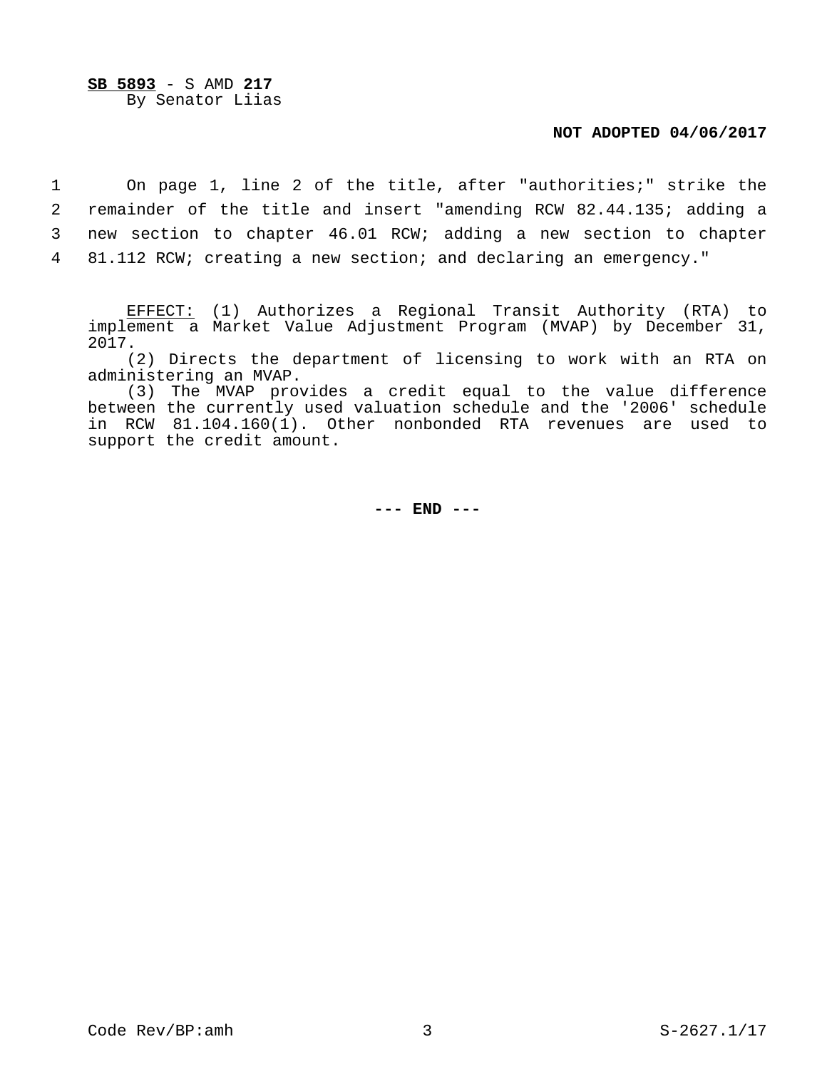**SB 5893** - S AMD **217**
By Senator Liias

**NOT ADOPTED 04/06/2017**

1 On page 1, line 2 of the title, after "authorities;" strike the
2 remainder of the title and insert "amending RCW 82.44.135; adding a
3 new section to chapter 46.01 RCW; adding a new section to chapter
4 81.112 RCW; creating a new section; and declaring an emergency."

EFFECT: (1) Authorizes a Regional Transit Authority (RTA) to implement a Market Value Adjustment Program (MVAP) by December 31, 2017.

(2) Directs the department of licensing to work with an RTA on administering an MVAP.

(3) The MVAP provides a credit equal to the value difference between the currently used valuation schedule and the '2006' schedule in RCW 81.104.160(1). Other nonbonded RTA revenues are used to support the credit amount.

**--- END ---**